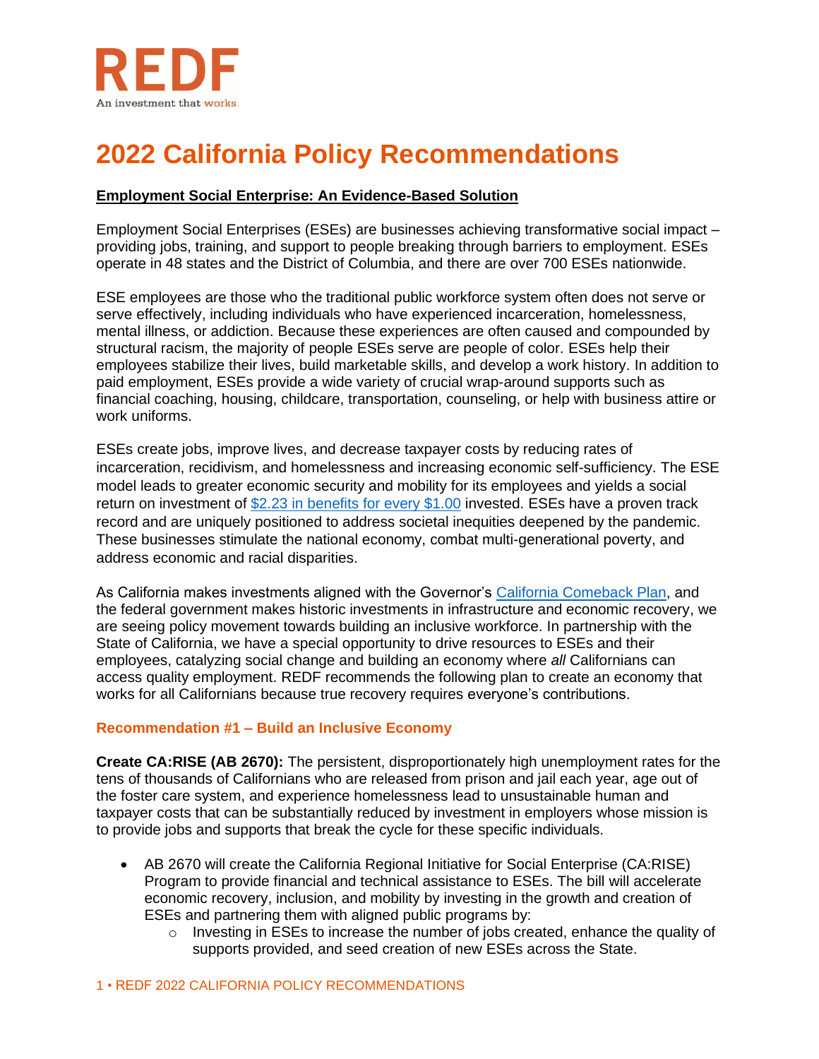REDF

An investment that works.

# 2022 California Policy Recommendations

## Employment Social Enterprise: An Evidence-Based Solution

Employment Social Enterprises (ESEs) are businesses achieving transformative social impact – providing jobs, training, and support to people breaking through barriers to employment. ESEs operate in 48 states and the District of Columbia, and there are over 700 ESEs nationwide.

ESE employees are those who the traditional public workforce system often does not serve or serve effectively, including individuals who have experienced incarceration, homelessness, mental illness, or addiction. Because these experiences are often caused and compounded by structural racism, the majority of people ESEs serve are people of color. ESEs help their employees stabilize their lives, build marketable skills, and develop a work history. In addition to paid employment, ESEs provide a wide variety of crucial wrap-around supports such as financial coaching, housing, childcare, transportation, counseling, or help with business attire or work uniforms.

ESEs create jobs, improve lives, and decrease taxpayer costs by reducing rates of incarceration, recidivism, and homelessness and increasing economic self-sufficiency. The ESE model leads to greater economic security and mobility for its employees and yields a social return on investment of $2.23 in benefits for every $1.00 invested. ESEs have a proven track record and are uniquely positioned to address societal inequities deepened by the pandemic. These businesses stimulate the national economy, combat multi-generational poverty, and address economic and racial disparities.

As California makes investments aligned with the Governor's California Comeback Plan, and the federal government makes historic investments in infrastructure and economic recovery, we are seeing policy movement towards building an inclusive workforce. In partnership with the State of California, we have a special opportunity to drive resources to ESEs and their employees, catalyzing social change and building an economy where *all* Californians can access quality employment. REDF recommends the following plan to create an economy that works for all Californians because true recovery requires everyone's contributions.

### Recommendation #1 – Build an Inclusive Economy

**Create CA:RISE (AB 2670):** The persistent, disproportionately high unemployment rates for the tens of thousands of Californians who are released from prison and jail each year, age out of the foster care system, and experience homelessness lead to unsustainable human and taxpayer costs that can be substantially reduced by investment in employers whose mission is to provide jobs and supports that break the cycle for these specific individuals.

- AB 2670 will create the California Regional Initiative for Social Enterprise (CA:RISE) Program to provide financial and technical assistance to ESEs. The bill will accelerate economic recovery, inclusion, and mobility by investing in the growth and creation of ESEs and partnering them with aligned public programs by:
  - Investing in ESEs to increase the number of jobs created, enhance the quality of supports provided, and seed creation of new ESEs across the State.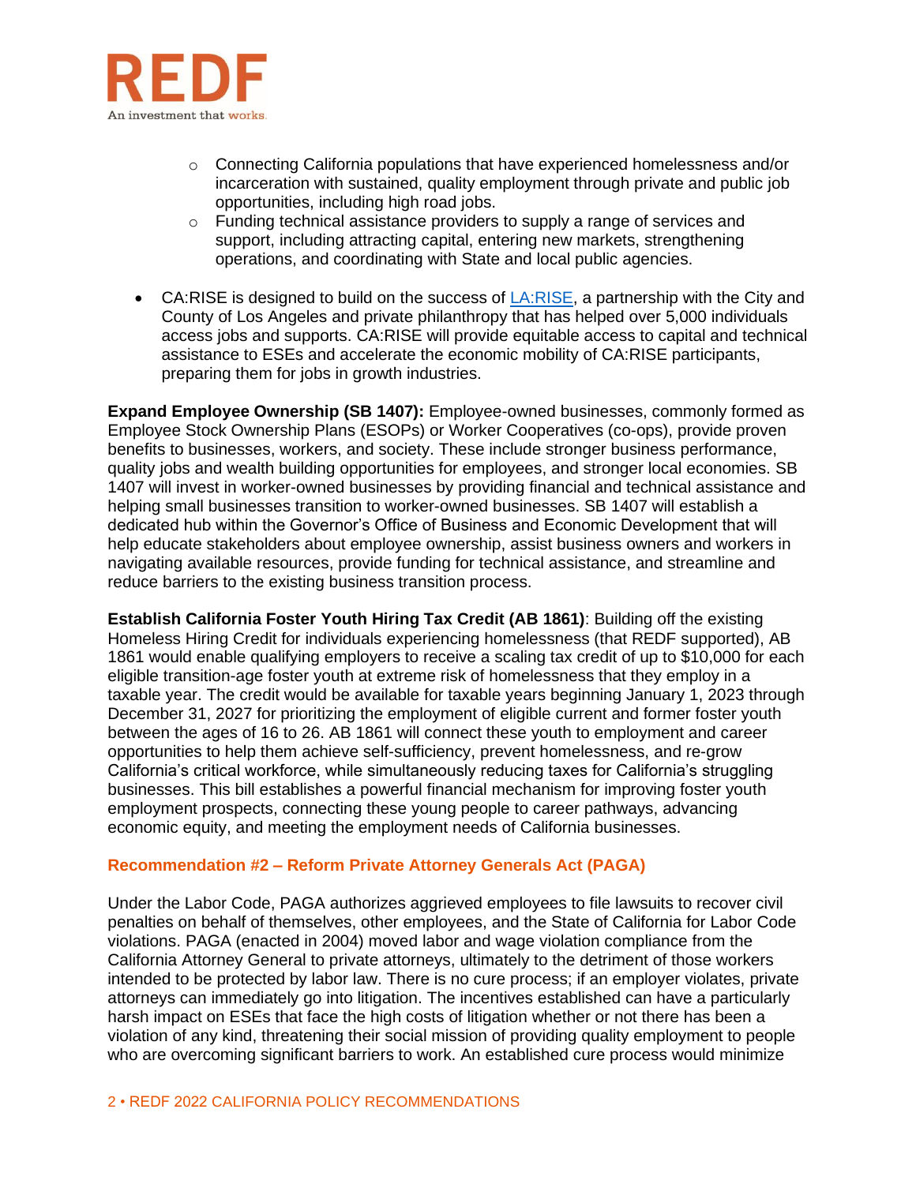- Connecting California populations that have experienced homelessness and/or incarceration with sustained, quality employment through private and public job opportunities, including high road jobs.
    - Funding technical assistance providers to supply a range of services and support, including attracting capital, entering new markets, strengthening operations, and coordinating with State and local public agencies.

- CA:RISE is designed to build on the success of [LA:RISE](), a partnership with the City and County of Los Angeles and private philanthropy that has helped over 5,000 individuals access jobs and supports. CA:RISE will provide equitable access to capital and technical assistance to ESEs and accelerate the economic mobility of CA:RISE participants, preparing them for jobs in growth industries.

**Expand Employee Ownership (SB 1407):** Employee-owned businesses, commonly formed as Employee Stock Ownership Plans (ESOPs) or Worker Cooperatives (co-ops), provide proven benefits to businesses, workers, and society. These include stronger business performance, quality jobs and wealth building opportunities for employees, and stronger local economies. SB 1407 will invest in worker-owned businesses by providing financial and technical assistance and helping small businesses transition to worker-owned businesses. SB 1407 will establish a dedicated hub within the Governor's Office of Business and Economic Development that will help educate stakeholders about employee ownership, assist business owners and workers in navigating available resources, provide funding for technical assistance, and streamline and reduce barriers to the existing business transition process.

**Establish California Foster Youth Hiring Tax Credit (AB 1861)**: Building off the existing Homeless Hiring Credit for individuals experiencing homelessness (that REDF supported), AB 1861 would enable qualifying employers to receive a scaling tax credit of up to $10,000 for each eligible transition-age foster youth at extreme risk of homelessness that they employ in a taxable year. The credit would be available for taxable years beginning January 1, 2023 through December 31, 2027 for prioritizing the employment of eligible current and former foster youth between the ages of 16 to 26. AB 1861 will connect these youth to employment and career opportunities to help them achieve self-sufficiency, prevent homelessness, and re-grow California's critical workforce, while simultaneously reducing taxes for California's struggling businesses. This bill establishes a powerful financial mechanism for improving foster youth employment prospects, connecting these young people to career pathways, advancing economic equity, and meeting the employment needs of California businesses.

### Recommendation #2 – Reform Private Attorney Generals Act (PAGA)

Under the Labor Code, PAGA authorizes aggrieved employees to file lawsuits to recover civil penalties on behalf of themselves, other employees, and the State of California for Labor Code violations. PAGA (enacted in 2004) moved labor and wage violation compliance from the California Attorney General to private attorneys, ultimately to the detriment of those workers intended to be protected by labor law. There is no cure process; if an employer violates, private attorneys can immediately go into litigation. The incentives established can have a particularly harsh impact on ESEs that face the high costs of litigation whether or not there has been a violation of any kind, threatening their social mission of providing quality employment to people who are overcoming significant barriers to work. An established cure process would minimize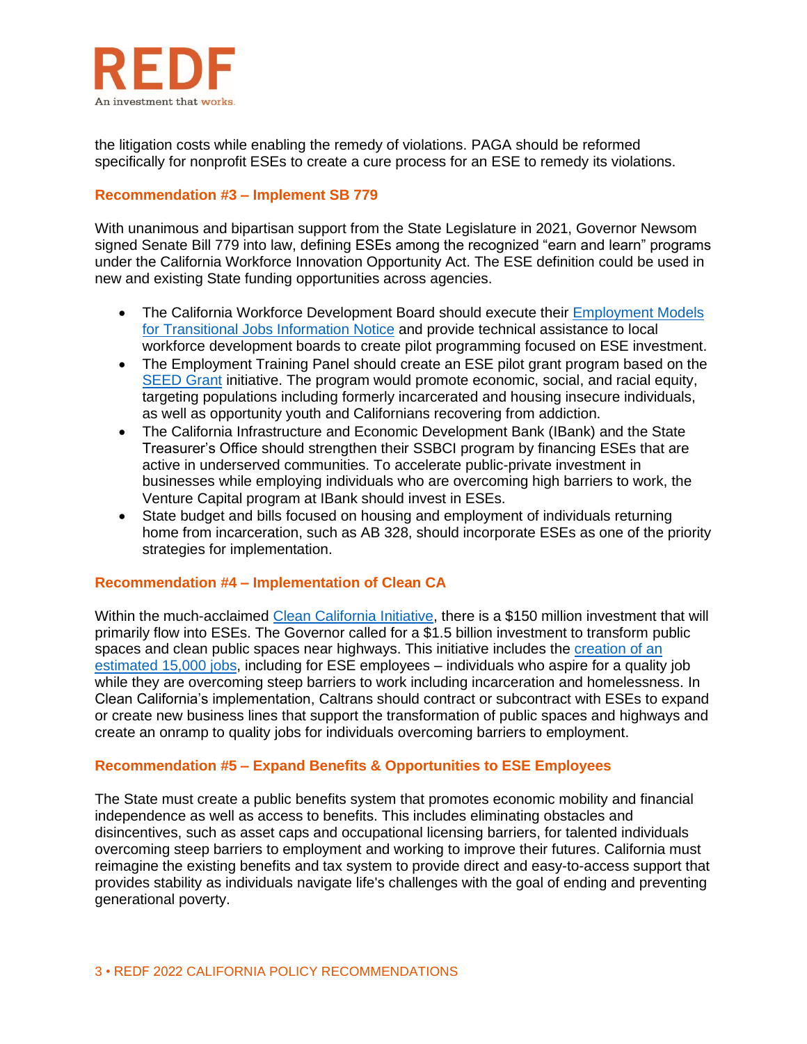the litigation costs while enabling the remedy of violations. PAGA should be reformed specifically for nonprofit ESEs to create a cure process for an ESE to remedy its violations.

### Recommendation #3 – Implement SB 779

With unanimous and bipartisan support from the State Legislature in 2021, Governor Newsom signed Senate Bill 779 into law, defining ESEs among the recognized "earn and learn" programs under the California Workforce Innovation Opportunity Act. The ESE definition could be used in new and existing State funding opportunities across agencies.

- The California Workforce Development Board should execute their Employment Models for Transitional Jobs Information Notice and provide technical assistance to local workforce development boards to create pilot programming focused on ESE investment.
- The Employment Training Panel should create an ESE pilot grant program based on the SEED Grant initiative. The program would promote economic, social, and racial equity, targeting populations including formerly incarcerated and housing insecure individuals, as well as opportunity youth and Californians recovering from addiction.
- The California Infrastructure and Economic Development Bank (IBank) and the State Treasurer's Office should strengthen their SSBCI program by financing ESEs that are active in underserved communities. To accelerate public-private investment in businesses while employing individuals who are overcoming high barriers to work, the Venture Capital program at IBank should invest in ESEs.
- State budget and bills focused on housing and employment of individuals returning home from incarceration, such as AB 328, should incorporate ESEs as one of the priority strategies for implementation.

### Recommendation #4 – Implementation of Clean CA

Within the much-acclaimed Clean California Initiative, there is a $150 million investment that will primarily flow into ESEs. The Governor called for a $1.5 billion investment to transform public spaces and clean public spaces near highways. This initiative includes the creation of an estimated 15,000 jobs, including for ESE employees – individuals who aspire for a quality job while they are overcoming steep barriers to work including incarceration and homelessness. In Clean California's implementation, Caltrans should contract or subcontract with ESEs to expand or create new business lines that support the transformation of public spaces and highways and create an onramp to quality jobs for individuals overcoming barriers to employment.

### Recommendation #5 – Expand Benefits & Opportunities to ESE Employees

The State must create a public benefits system that promotes economic mobility and financial independence as well as access to benefits. This includes eliminating obstacles and disincentives, such as asset caps and occupational licensing barriers, for talented individuals overcoming steep barriers to employment and working to improve their futures. California must reimagine the existing benefits and tax system to provide direct and easy-to-access support that provides stability as individuals navigate life's challenges with the goal of ending and preventing generational poverty.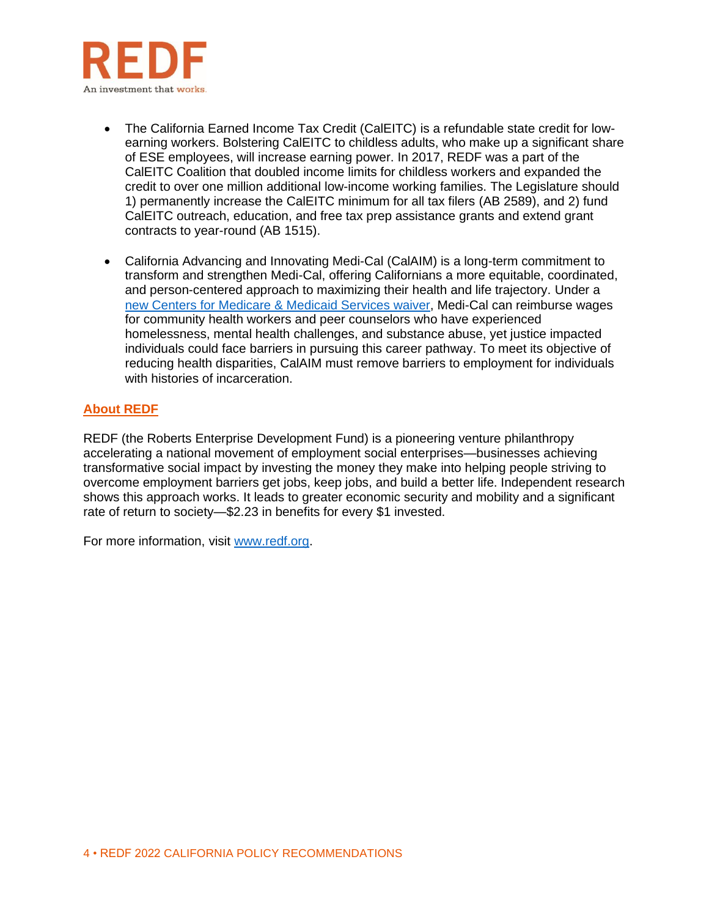- The California Earned Income Tax Credit (CalEITC) is a refundable state credit for low-earning workers. Bolstering CalEITC to childless adults, who make up a significant share of ESE employees, will increase earning power. In 2017, REDF was a part of the CalEITC Coalition that doubled income limits for childless workers and expanded the credit to over one million additional low-income working families. The Legislature should 1) permanently increase the CalEITC minimum for all tax filers (AB 2589), and 2) fund CalEITC outreach, education, and free tax prep assistance grants and extend grant contracts to year-round (AB 1515).

- California Advancing and Innovating Medi-Cal (CalAIM) is a long-term commitment to transform and strengthen Medi-Cal, offering Californians a more equitable, coordinated, and person-centered approach to maximizing their health and life trajectory. Under a new Centers for Medicare & Medicaid Services waiver, Medi-Cal can reimburse wages for community health workers and peer counselors who have experienced homelessness, mental health challenges, and substance abuse, yet justice impacted individuals could face barriers in pursuing this career pathway. To meet its objective of reducing health disparities, CalAIM must remove barriers to employment for individuals with histories of incarceration.

## About REDF

REDF (the Roberts Enterprise Development Fund) is a pioneering venture philanthropy accelerating a national movement of employment social enterprises—businesses achieving transformative social impact by investing the money they make into helping people striving to overcome employment barriers get jobs, keep jobs, and build a better life. Independent research shows this approach works. It leads to greater economic security and mobility and a significant rate of return to society—$2.23 in benefits for every $1 invested.

For more information, visit www.redf.org.